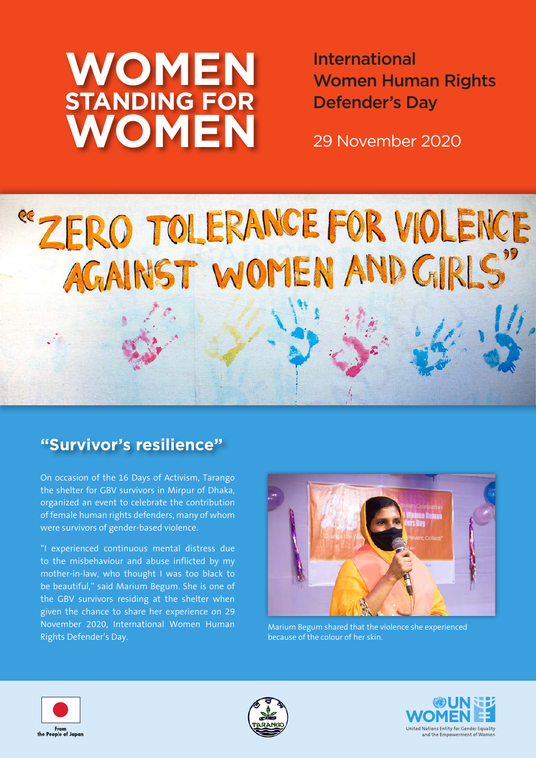# WOMEN STANDING FOR WOMEN

International Women Human Rights Defender's Day

29 November 2020

"ZERO TOLERANCE FOR VIOLENCE AGAINST WOMEN AND GIRLS"

## "Survivor's resilience"

On occasion of the 16 Days of Activism, Tarango the shelter for GBV survivors in Mirpur of Dhaka, organized an event to celebrate the contribution of female human rights defenders, many of whom were survivors of gender-based violence.

"I experienced continuous mental distress due to the misbehaviour and abuse inflicted by my mother-in-law, who thought I was too black to be beautiful," said Marium Begum. She is one of the GBV survivors residing at the shelter when given the chance to share her experience on 29 November 2020, International Women Human Rights Defender's Day.

Marium Begum shared that the violence she experienced because of the colour of her skin.

From the People of Japan

TARANGO

UN WOMEN
United Nations Entity for Gender Equality and the Empowerment of Women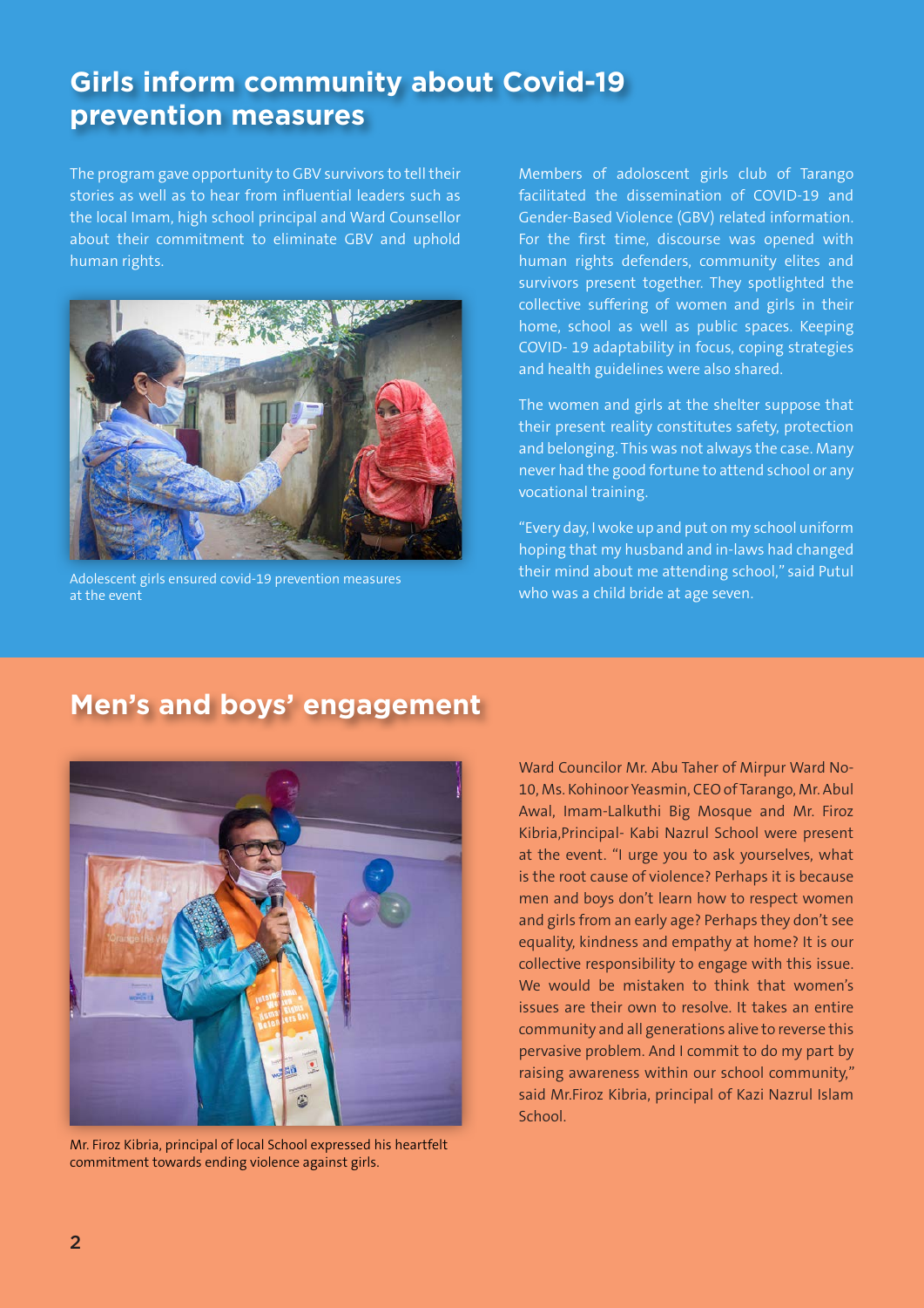## Girls inform community about Covid-19 prevention measures

The program gave opportunity to GBV survivors to tell their stories as well as to hear from influential leaders such as the local Imam, high school principal and Ward Counsellor about their commitment to eliminate GBV and uphold human rights.

Adolescent girls ensured covid-19 prevention measures at the event

Members of adoloscent girls club of Tarango facilitated the dissemination of COVID-19 and Gender-Based Violence (GBV) related information. For the first time, discourse was opened with human rights defenders, community elites and survivors present together. They spotlighted the collective suffering of women and girls in their home, school as well as public spaces. Keeping COVID- 19 adaptability in focus, coping strategies and health guidelines were also shared.

The women and girls at the shelter suppose that their present reality constitutes safety, protection and belonging. This was not always the case. Many never had the good fortune to attend school or any vocational training.

"Every day, I woke up and put on my school uniform hoping that my husband and in-laws had changed their mind about me attending school," said Putul who was a child bride at age seven.

## Men's and boys' engagement

Mr. Firoz Kibria, principal of local School expressed his heartfelt commitment towards ending violence against girls.

Ward Councilor Mr. Abu Taher of Mirpur Ward No-10, Ms. Kohinoor Yeasmin, CEO of Tarango, Mr. Abul Awal, Imam-Lalkuthi Big Mosque and Mr. Firoz Kibria,Principal- Kabi Nazrul School were present at the event. "I urge you to ask yourselves, what is the root cause of violence? Perhaps it is because men and boys don't learn how to respect women and girls from an early age? Perhaps they don't see equality, kindness and empathy at home? It is our collective responsibility to engage with this issue. We would be mistaken to think that women's issues are their own to resolve. It takes an entire community and all generations alive to reverse this pervasive problem. And I commit to do my part by raising awareness within our school community," said Mr.Firoz Kibria, principal of Kazi Nazrul Islam School.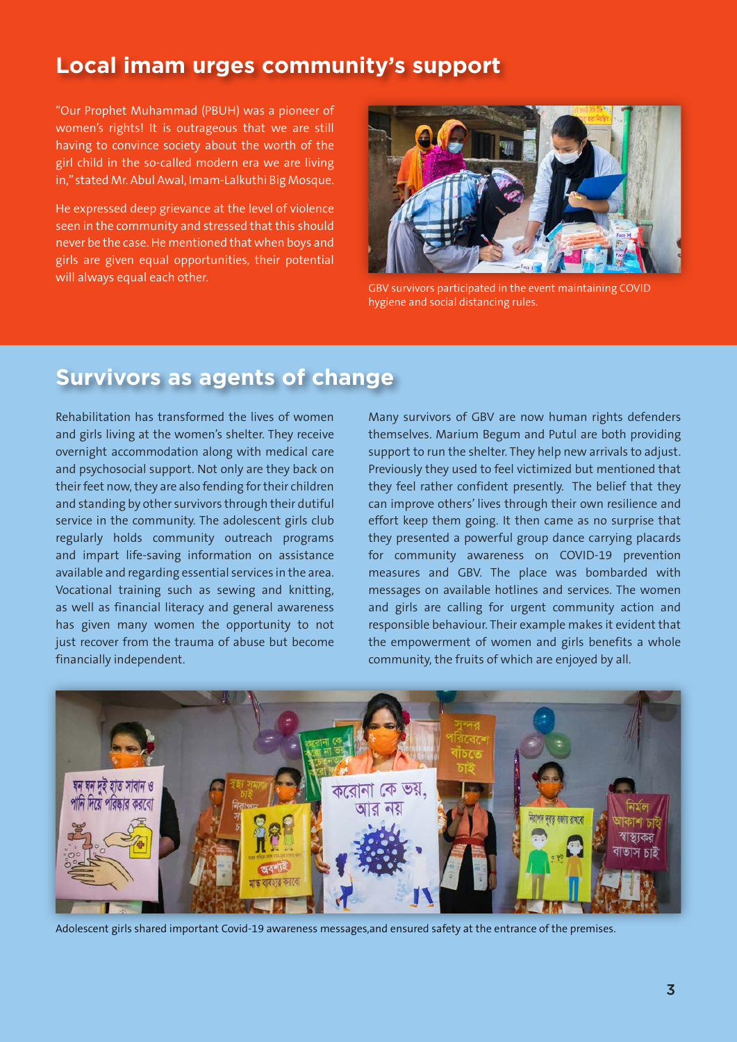## Local imam urges community's support

"Our Prophet Muhammad (PBUH) was a pioneer of women's rights! It is outrageous that we are still having to convince society about the worth of the girl child in the so-called modern era we are living in," stated Mr. Abul Awal, Imam-Lalkuthi Big Mosque.

He expressed deep grievance at the level of violence seen in the community and stressed that this should never be the case. He mentioned that when boys and girls are given equal opportunities, their potential will always equal each other.

GBV survivors participated in the event maintaining COVID hygiene and social distancing rules.

## Survivors as agents of change

Rehabilitation has transformed the lives of women and girls living at the women's shelter. They receive overnight accommodation along with medical care and psychosocial support. Not only are they back on their feet now, they are also fending for their children and standing by other survivors through their dutiful service in the community. The adolescent girls club regularly holds community outreach programs and impart life-saving information on assistance available and regarding essential services in the area. Vocational training such as sewing and knitting, as well as financial literacy and general awareness has given many women the opportunity to not just recover from the trauma of abuse but become financially independent.

Many survivors of GBV are now human rights defenders themselves. Marium Begum and Putul are both providing support to run the shelter. They help new arrivals to adjust. Previously they used to feel victimized but mentioned that they feel rather confident presently. The belief that they can improve others' lives through their own resilience and effort keep them going. It then came as no surprise that they presented a powerful group dance carrying placards for community awareness on COVID-19 prevention measures and GBV. The place was bombarded with messages on available hotlines and services. The women and girls are calling for urgent community action and responsible behaviour. Their example makes it evident that the empowerment of women and girls benefits a whole community, the fruits of which are enjoyed by all.

Adolescent girls shared important Covid-19 awareness messages,and ensured safety at the entrance of the premises.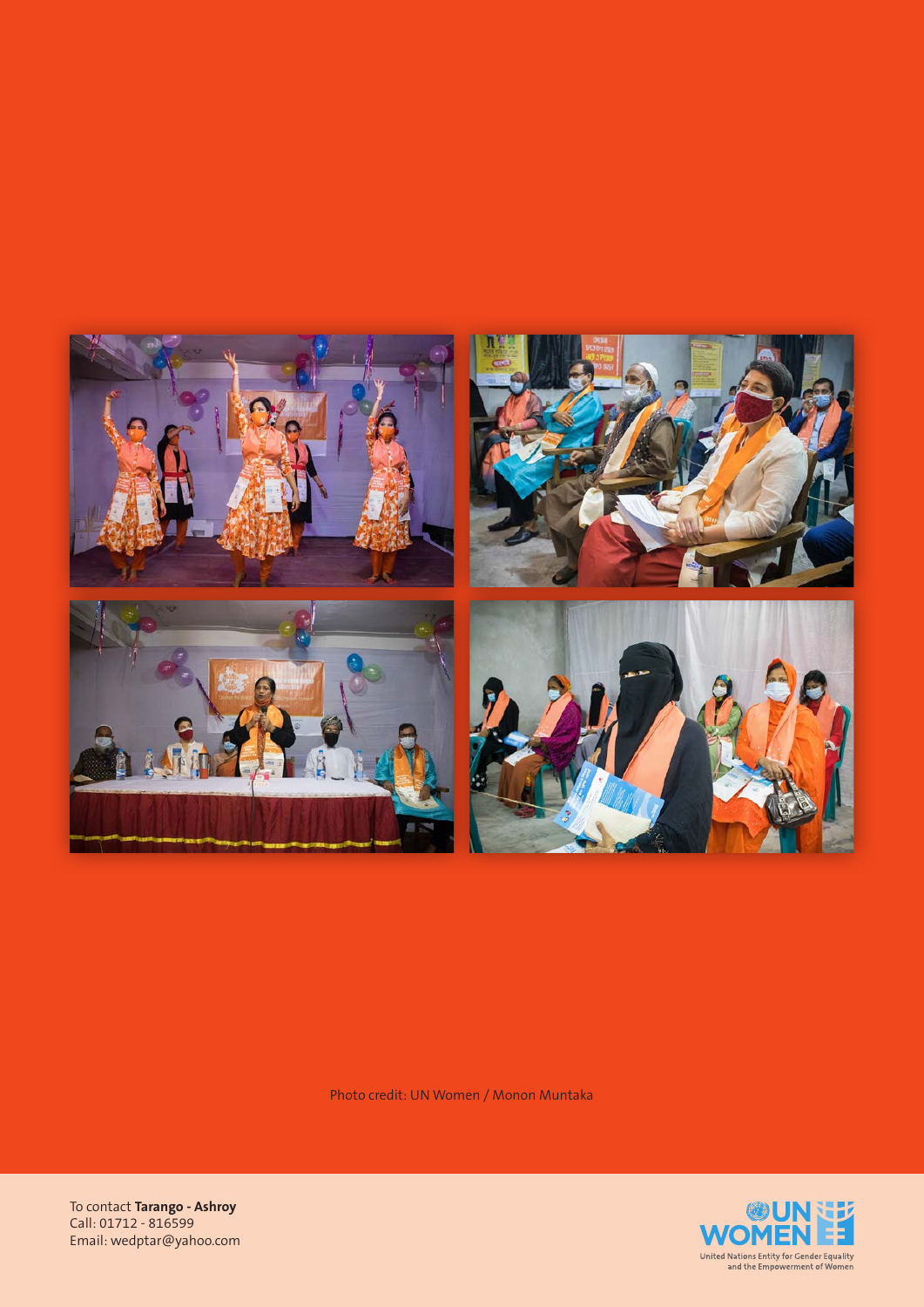Photo credit: UN Women / Monon Muntaka

To contact **Tarango - Ashroy**
Call: 01712 - 816599
Email: wedptar@yahoo.com

UN WOMEN
United Nations Entity for Gender Equality and the Empowerment of Women